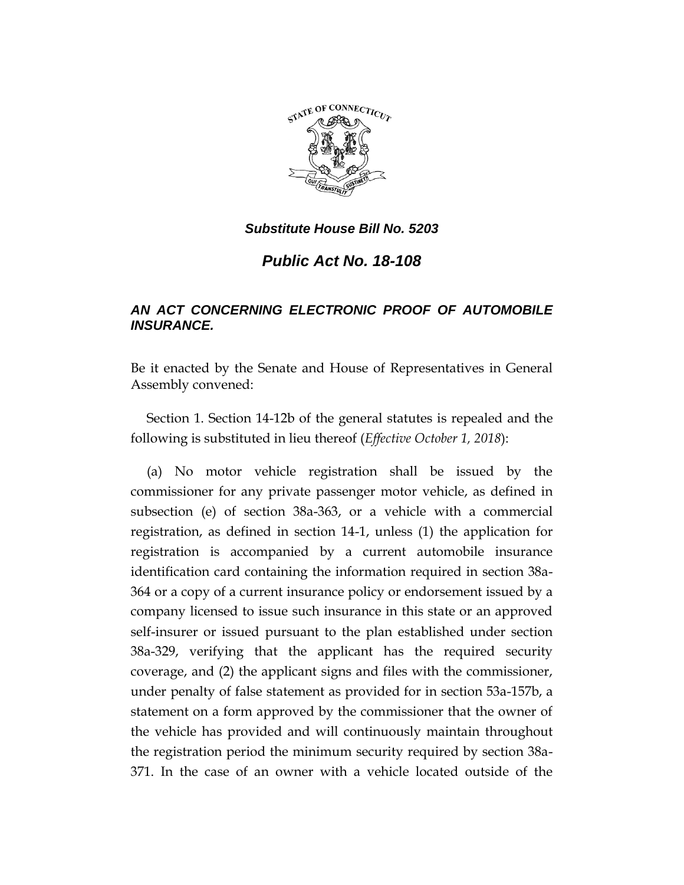***Substitute House Bill No. 5203***

# *Public Act No. 18-108*

## *AN ACT CONCERNING ELECTRONIC PROOF OF AUTOMOBILE INSURANCE.*

Be it enacted by the Senate and House of Representatives in General Assembly convened:

Section 1. Section 14-12b of the general statutes is repealed and the following is substituted in lieu thereof (*Effective October 1, 2018*):

(a) No motor vehicle registration shall be issued by the commissioner for any private passenger motor vehicle, as defined in subsection (e) of section 38a-363, or a vehicle with a commercial registration, as defined in section 14-1, unless (1) the application for registration is accompanied by a current automobile insurance identification card containing the information required in section 38a-364 or a copy of a current insurance policy or endorsement issued by a company licensed to issue such insurance in this state or an approved self-insurer or issued pursuant to the plan established under section 38a-329, verifying that the applicant has the required security coverage, and (2) the applicant signs and files with the commissioner, under penalty of false statement as provided for in section 53a-157b, a statement on a form approved by the commissioner that the owner of the vehicle has provided and will continuously maintain throughout the registration period the minimum security required by section 38a-371. In the case of an owner with a vehicle located outside of the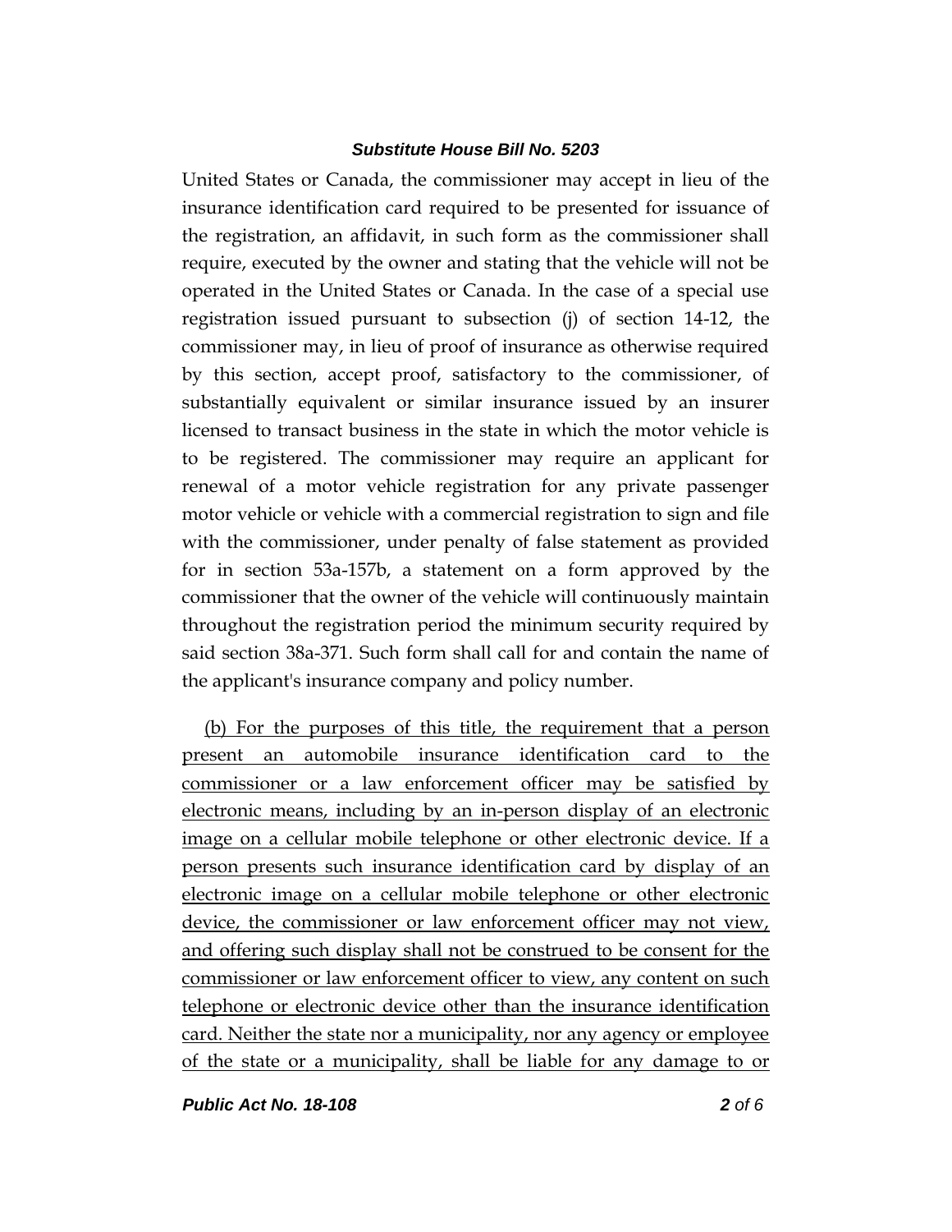United States or Canada, the commissioner may accept in lieu of the insurance identification card required to be presented for issuance of the registration, an affidavit, in such form as the commissioner shall require, executed by the owner and stating that the vehicle will not be operated in the United States or Canada. In the case of a special use registration issued pursuant to subsection (j) of section 14-12, the commissioner may, in lieu of proof of insurance as otherwise required by this section, accept proof, satisfactory to the commissioner, of substantially equivalent or similar insurance issued by an insurer licensed to transact business in the state in which the motor vehicle is to be registered. The commissioner may require an applicant for renewal of a motor vehicle registration for any private passenger motor vehicle or vehicle with a commercial registration to sign and file with the commissioner, under penalty of false statement as provided for in section 53a-157b, a statement on a form approved by the commissioner that the owner of the vehicle will continuously maintain throughout the registration period the minimum security required by said section 38a-371. Such form shall call for and contain the name of the applicant's insurance company and policy number.

(b) For the purposes of this title, the requirement that a person present an automobile insurance identification card to the commissioner or a law enforcement officer may be satisfied by electronic means, including by an in-person display of an electronic image on a cellular mobile telephone or other electronic device. If a person presents such insurance identification card by display of an electronic image on a cellular mobile telephone or other electronic device, the commissioner or law enforcement officer may not view, and offering such display shall not be construed to be consent for the commissioner or law enforcement officer to view, any content on such telephone or electronic device other than the insurance identification card. Neither the state nor a municipality, nor any agency or employee of the state or a municipality, shall be liable for any damage to or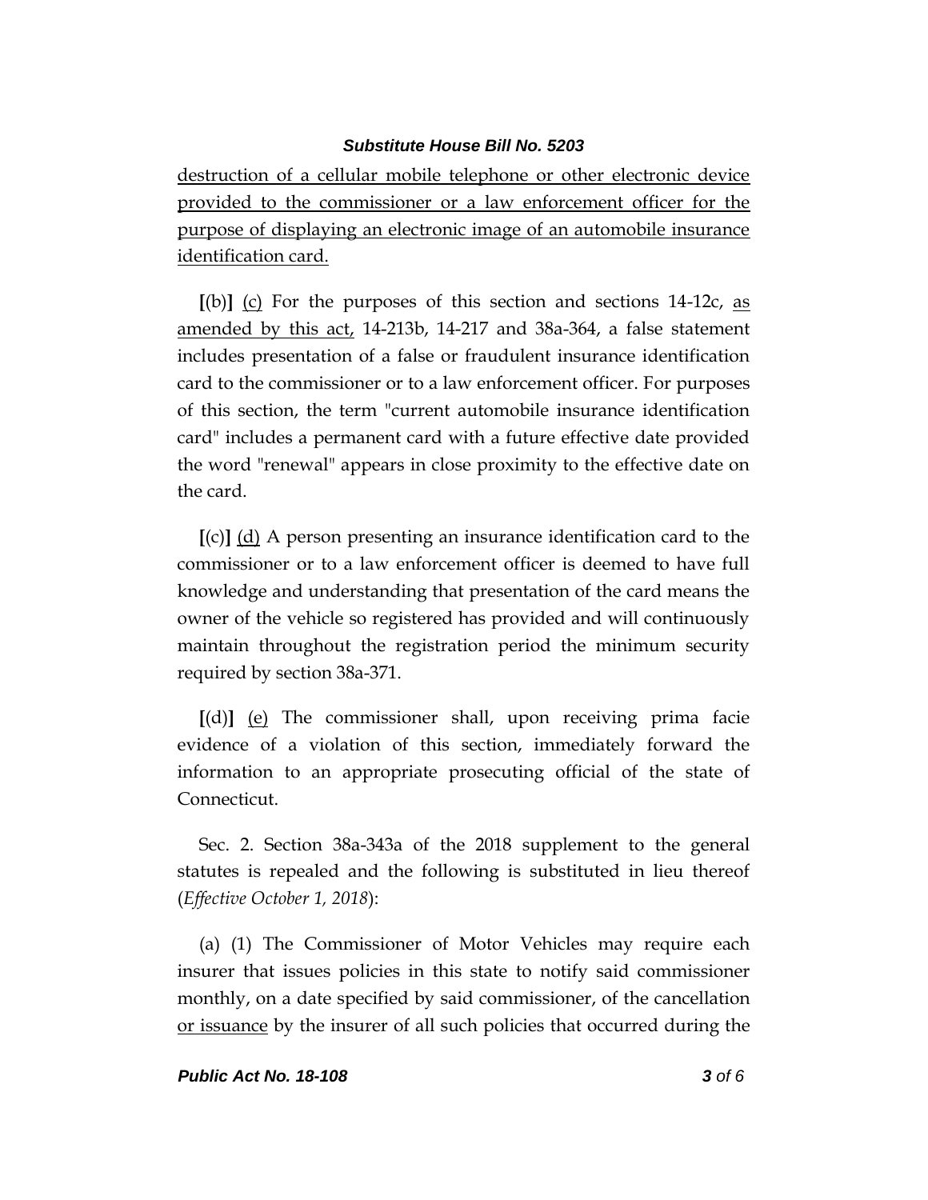<u>destruction of a cellular mobile telephone or other electronic device provided to the commissioner or a law enforcement officer for the purpose of displaying an electronic image of an automobile insurance identification card.</u>

**[**(b)**]** <u>(c)</u> For the purposes of this section and sections 14-12c, <u>as amended by this act,</u> 14-213b, 14-217 and 38a-364, a false statement includes presentation of a false or fraudulent insurance identification card to the commissioner or to a law enforcement officer. For purposes of this section, the term "current automobile insurance identification card" includes a permanent card with a future effective date provided the word "renewal" appears in close proximity to the effective date on the card.

**[**(c)**]** <u>(d)</u> A person presenting an insurance identification card to the commissioner or to a law enforcement officer is deemed to have full knowledge and understanding that presentation of the card means the owner of the vehicle so registered has provided and will continuously maintain throughout the registration period the minimum security required by section 38a-371.

**[**(d)**]** <u>(e)</u> The commissioner shall, upon receiving prima facie evidence of a violation of this section, immediately forward the information to an appropriate prosecuting official of the state of Connecticut.

Sec. 2. Section 38a-343a of the 2018 supplement to the general statutes is repealed and the following is substituted in lieu thereof (*Effective October 1, 2018*):

(a) (1) The Commissioner of Motor Vehicles may require each insurer that issues policies in this state to notify said commissioner monthly, on a date specified by said commissioner, of the cancellation <u>or issuance</u> by the insurer of all such policies that occurred during the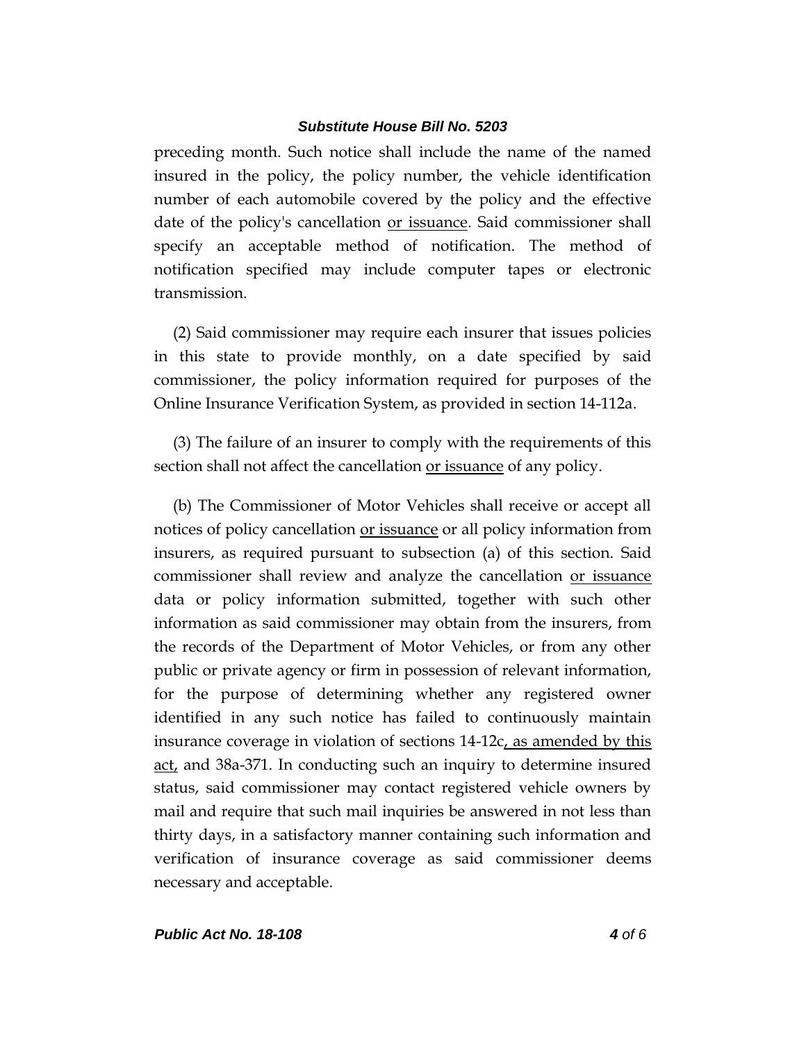preceding month. Such notice shall include the name of the named insured in the policy, the policy number, the vehicle identification number of each automobile covered by the policy and the effective date of the policy's cancellation <u>or issuance</u>. Said commissioner shall specify an acceptable method of notification. The method of notification specified may include computer tapes or electronic transmission.

(2) Said commissioner may require each insurer that issues policies in this state to provide monthly, on a date specified by said commissioner, the policy information required for purposes of the Online Insurance Verification System, as provided in section 14-112a.

(3) The failure of an insurer to comply with the requirements of this section shall not affect the cancellation <u>or issuance</u> of any policy.

(b) The Commissioner of Motor Vehicles shall receive or accept all notices of policy cancellation <u>or issuance</u> or all policy information from insurers, as required pursuant to subsection (a) of this section. Said commissioner shall review and analyze the cancellation <u>or issuance</u> data or policy information submitted, together with such other information as said commissioner may obtain from the insurers, from the records of the Department of Motor Vehicles, or from any other public or private agency or firm in possession of relevant information, for the purpose of determining whether any registered owner identified in any such notice has failed to continuously maintain insurance coverage in violation of sections 14-12c<u>, as amended by this act,</u> and 38a-371. In conducting such an inquiry to determine insured status, said commissioner may contact registered vehicle owners by mail and require that such mail inquiries be answered in not less than thirty days, in a satisfactory manner containing such information and verification of insurance coverage as said commissioner deems necessary and acceptable.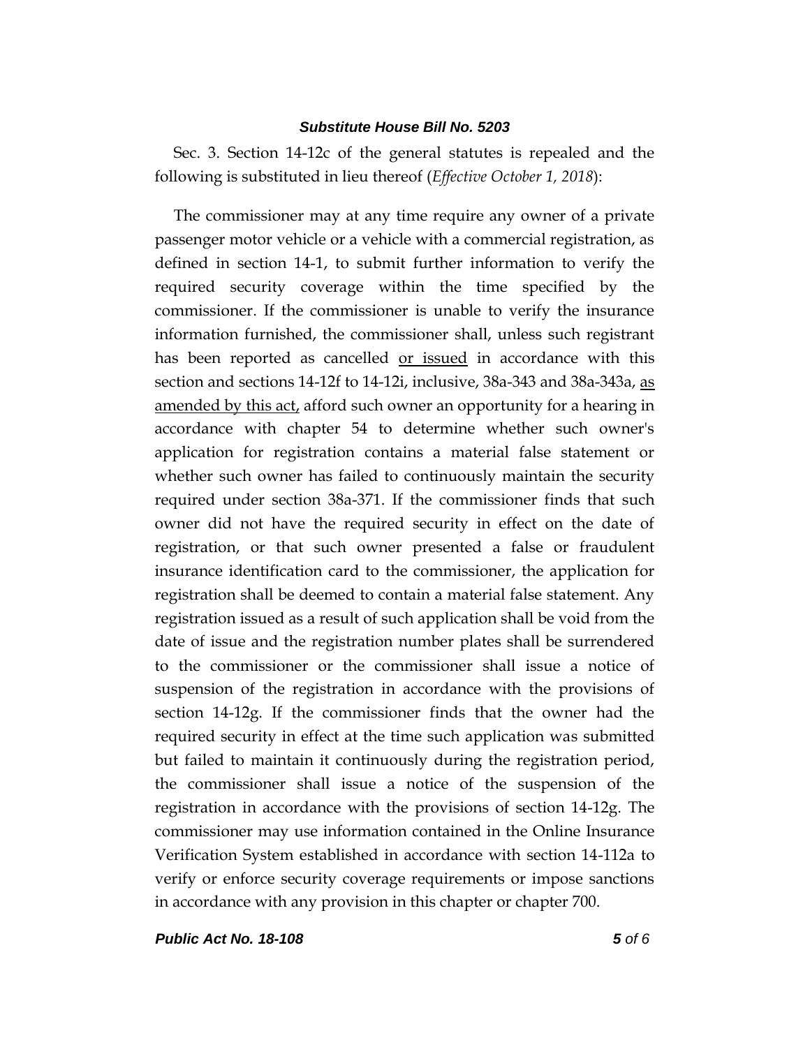Sec. 3. Section 14-12c of the general statutes is repealed and the following is substituted in lieu thereof (*Effective October 1, 2018*):

The commissioner may at any time require any owner of a private passenger motor vehicle or a vehicle with a commercial registration, as defined in section 14-1, to submit further information to verify the required security coverage within the time specified by the commissioner. If the commissioner is unable to verify the insurance information furnished, the commissioner shall, unless such registrant has been reported as cancelled <u>or issued</u> in accordance with this section and sections 14-12f to 14-12i, inclusive, 38a-343 and 38a-343a, <u>as amended by this act,</u> afford such owner an opportunity for a hearing in accordance with chapter 54 to determine whether such owner's application for registration contains a material false statement or whether such owner has failed to continuously maintain the security required under section 38a-371. If the commissioner finds that such owner did not have the required security in effect on the date of registration, or that such owner presented a false or fraudulent insurance identification card to the commissioner, the application for registration shall be deemed to contain a material false statement. Any registration issued as a result of such application shall be void from the date of issue and the registration number plates shall be surrendered to the commissioner or the commissioner shall issue a notice of suspension of the registration in accordance with the provisions of section 14-12g. If the commissioner finds that the owner had the required security in effect at the time such application was submitted but failed to maintain it continuously during the registration period, the commissioner shall issue a notice of the suspension of the registration in accordance with the provisions of section 14-12g. The commissioner may use information contained in the Online Insurance Verification System established in accordance with section 14-112a to verify or enforce security coverage requirements or impose sanctions in accordance with any provision in this chapter or chapter 700.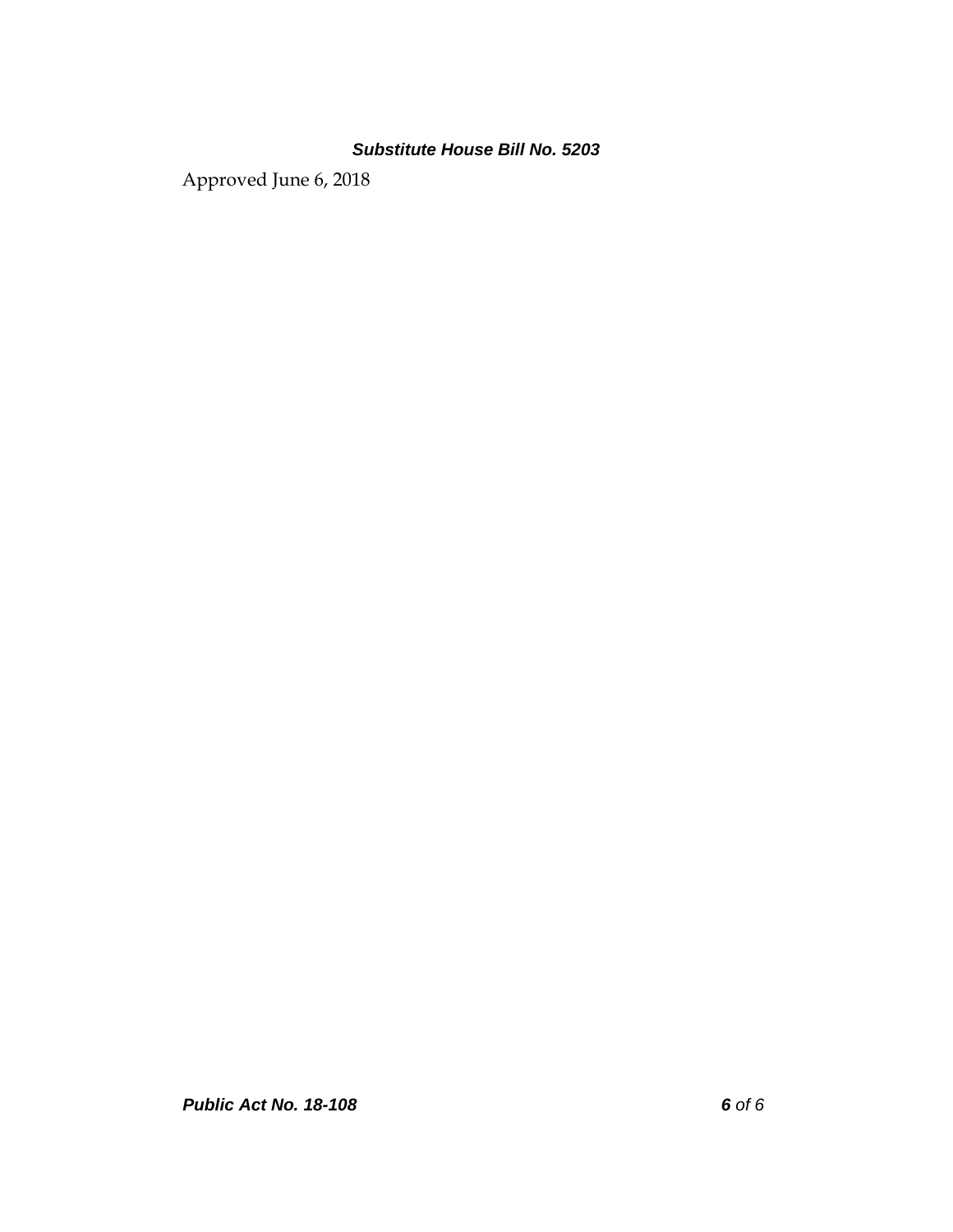Approved June 6, 2018